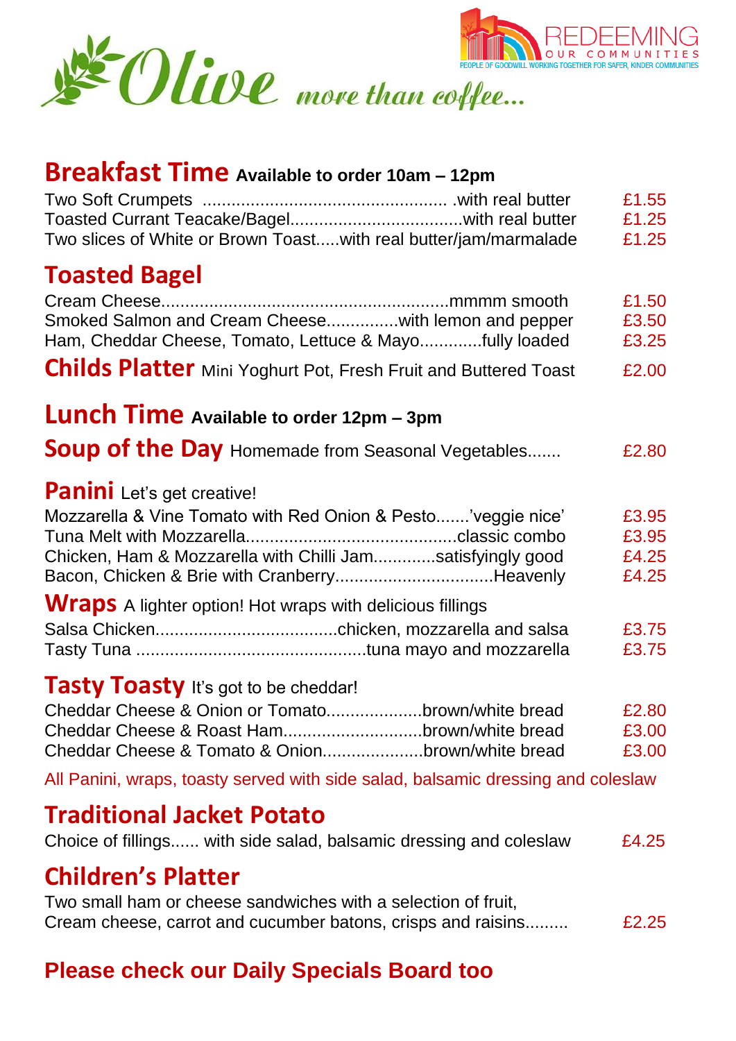# Olive *more than coffee...*

REDEEMING OUR COMMUNITIES
PEOPLE OF GOODWILL WORKING TOGETHER FOR SAFER, KINDER COMMUNITIES

## Breakfast Time **Available to order 10am – 12pm**

Two Soft Crumpets .................................................. .with real butter £1.55
Toasted Currant Teacake/Bagel...................................with real butter £1.25
Two slices of White or Brown Toast.....with real butter/jam/marmalade £1.25

## Toasted Bagel

Cream Cheese..........................................................mmmm smooth £1.50
Smoked Salmon and Cream Cheese..............with lemon and pepper £3.50
Ham, Cheddar Cheese, Tomato, Lettuce & Mayo.............fully loaded £3.25

## Childs Platter Mini Yoghurt Pot, Fresh Fruit and Buttered Toast £2.00

## Lunch Time **Available to order 12pm – 3pm**

## Soup of the Day Homemade from Seasonal Vegetables....... £2.80

## Panini Let's get creative!

Mozzarella & Vine Tomato with Red Onion & Pesto.......'veggie nice' £3.95
Tuna Melt with Mozzarella...........................................classic combo £3.95
Chicken, Ham & Mozzarella with Chilli Jam............satisfyingly good £4.25
Bacon, Chicken & Brie with Cranberry................................Heavenly £4.25

## Wraps A lighter option! Hot wraps with delicious fillings

Salsa Chicken.....................................chicken, mozzarella and salsa £3.75
Tasty Tuna ...............................................tuna mayo and mozzarella £3.75

## Tasty Toasty It's got to be cheddar!

Cheddar Cheese & Onion or Tomato...................brown/white bread £2.80
Cheddar Cheese & Roast Ham............................brown/white bread £3.00
Cheddar Cheese & Tomato & Onion....................brown/white bread £3.00

All Panini, wraps, toasty served with side salad, balsamic dressing and coleslaw

## Traditional Jacket Potato

Choice of fillings...... with side salad, balsamic dressing and coleslaw £4.25

## Children's Platter

Two small ham or cheese sandwiches with a selection of fruit,
Cream cheese, carrot and cucumber batons, crisps and raisins......... £2.25

**Please check our Daily Specials Board too**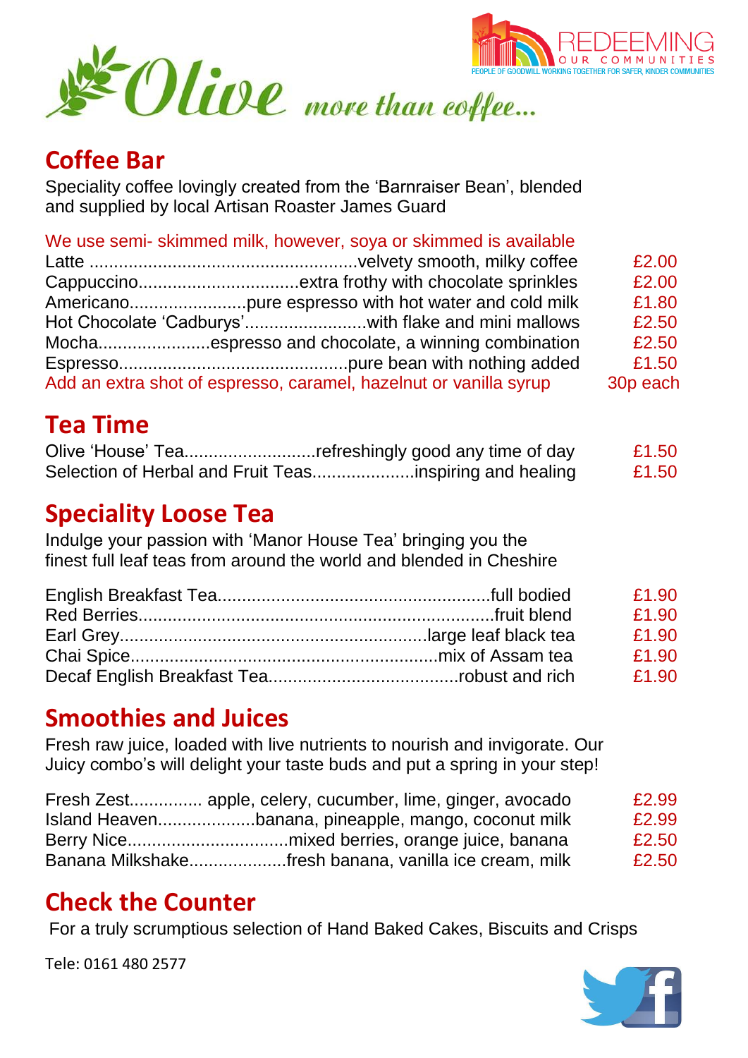# Olive *more than coffee...*

REDEEMING OUR COMMUNITIES
PEOPLE OF GOODWILL WORKING TOGETHER FOR SAFER, KINDER COMMUNITIES

## Coffee Bar

Speciality coffee lovingly created from the 'Barnraiser Bean', blended and supplied by local Artisan Roaster James Guard

We use semi- skimmed milk, however, soya or skimmed is available

| | |
|---|---|
| Latte ........................velvety smooth, milky coffee | £2.00 |
| Cappuccino........................extra frothy with chocolate sprinkles | £2.00 |
| Americano........................pure espresso with hot water and cold milk | £1.80 |
| Hot Chocolate 'Cadburys'........................with flake and mini mallows | £2.50 |
| Mocha........................espresso and chocolate, a winning combination | £2.50 |
| Espresso........................pure bean with nothing added | £1.50 |
| Add an extra shot of espresso, caramel, hazelnut or vanilla syrup | 30p each |

## Tea Time

| | |
|---|---|
| Olive 'House' Tea........................refreshingly good any time of day | £1.50 |
| Selection of Herbal and Fruit Teas........................inspiring and healing | £1.50 |

## Speciality Loose Tea

Indulge your passion with 'Manor House Tea' bringing you the finest full leaf teas from around the world and blended in Cheshire

| | |
|---|---|
| English Breakfast Tea........................full bodied | £1.90 |
| Red Berries........................fruit blend | £1.90 |
| Earl Grey........................large leaf black tea | £1.90 |
| Chai Spice........................mix of Assam tea | £1.90 |
| Decaf English Breakfast Tea........................robust and rich | £1.90 |

## Smoothies and Juices

Fresh raw juice, loaded with live nutrients to nourish and invigorate. Our Juicy combo's will delight your taste buds and put a spring in your step!

| | |
|---|---|
| Fresh Zest........................ apple, celery, cucumber, lime, ginger, avocado | £2.99 |
| Island Heaven........................banana, pineapple, mango, coconut milk | £2.99 |
| Berry Nice........................mixed berries, orange juice, banana | £2.50 |
| Banana Milkshake........................fresh banana, vanilla ice cream, milk | £2.50 |

## Check the Counter

For a truly scrumptious selection of Hand Baked Cakes, Biscuits and Crisps

Tele: 0161 480 2577